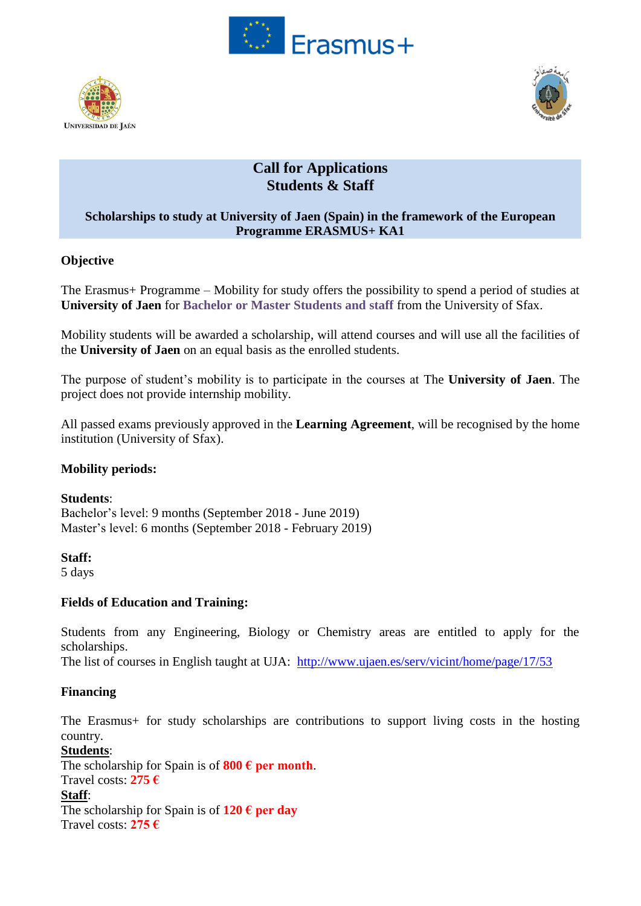# Call for Applications
# Students & Staff

### Scholarships to study at University of Jaen (Spain) in the framework of the European Programme ERASMUS+ KA1

**Objective**

The Erasmus+ Programme – Mobility for study offers the possibility to spend a period of studies at **University of Jaen** for **Bachelor or Master Students and staff** from the University of Sfax.

Mobility students will be awarded a scholarship, will attend courses and will use all the facilities of the **University of Jaen** on an equal basis as the enrolled students.

The purpose of student's mobility is to participate in the courses at The **University of Jaen**. The project does not provide internship mobility.

All passed exams previously approved in the **Learning Agreement**, will be recognised by the home institution (University of Sfax).

**Mobility periods:**

**Students**:
Bachelor's level: 9 months (September 2018 - June 2019)
Master's level: 6 months (September 2018 - February 2019)

**Staff:**
5 days

**Fields of Education and Training:**

Students from any Engineering, Biology or Chemistry areas are entitled to apply for the scholarships.
The list of courses in English taught at UJA: http://www.ujaen.es/serv/vicint/home/page/17/53

**Financing**

The Erasmus+ for study scholarships are contributions to support living costs in the hosting country.
**Students**:
The scholarship for Spain is of **800 € per month**.
Travel costs: **275 €**
**Staff**:
The scholarship for Spain is of **120 € per day**
Travel costs: **275 €**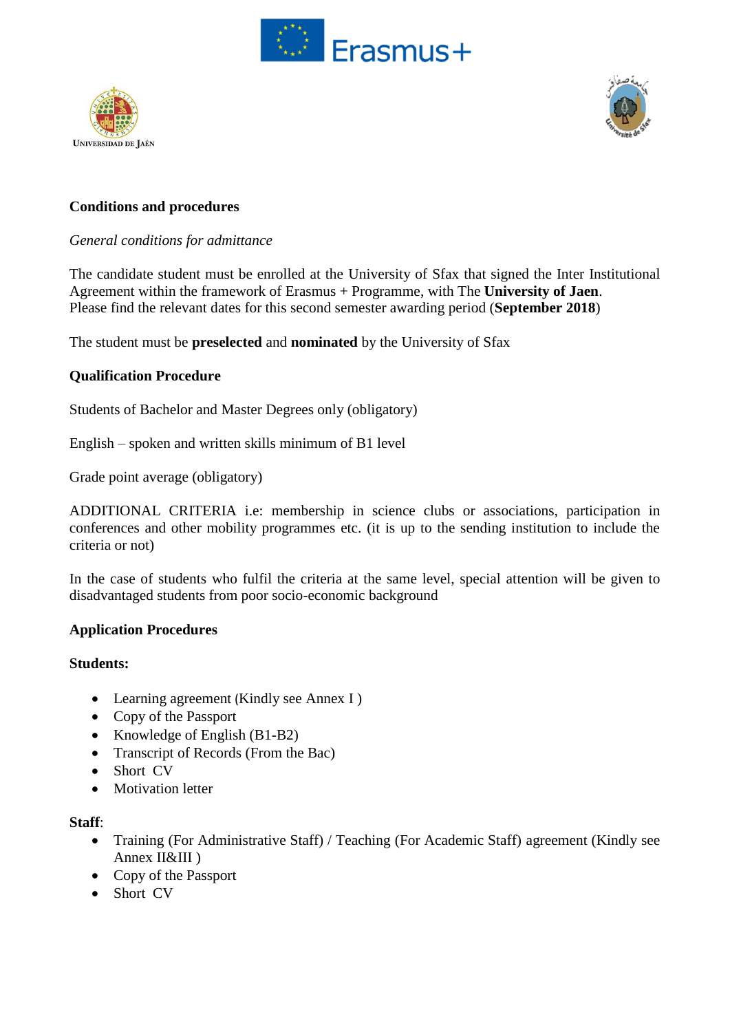**Conditions and procedures**

*General conditions for admittance*

The candidate student must be enrolled at the University of Sfax that signed the Inter Institutional Agreement within the framework of Erasmus + Programme, with The **University of Jaen**.
Please find the relevant dates for this second semester awarding period (**September 2018**)

The student must be **preselected** and **nominated** by the University of Sfax

**Qualification Procedure**

Students of Bachelor and Master Degrees only (obligatory)

English – spoken and written skills minimum of B1 level

Grade point average (obligatory)

ADDITIONAL CRITERIA i.e: membership in science clubs or associations, participation in conferences and other mobility programmes etc. (it is up to the sending institution to include the criteria or not)

In the case of students who fulfil the criteria at the same level, special attention will be given to disadvantaged students from poor socio-economic background

**Application Procedures**

**Students:**

- Learning agreement (Kindly see Annex I )
- Copy of the Passport
- Knowledge of English (B1-B2)
- Transcript of Records (From the Bac)
- Short CV
- Motivation letter

**Staff**:

- Training (For Administrative Staff) / Teaching (For Academic Staff) agreement (Kindly see Annex II&III )
- Copy of the Passport
- Short CV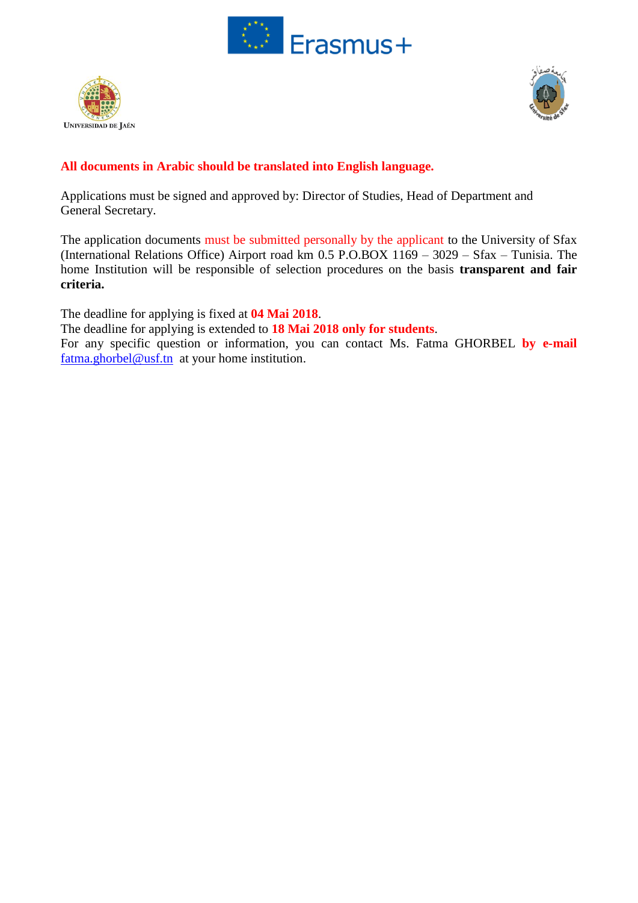**All documents in Arabic should be translated into English language.**

Applications must be signed and approved by: Director of Studies, Head of Department and General Secretary.

The application documents must be submitted personally by the applicant to the University of Sfax (International Relations Office) Airport road km 0.5 P.O.BOX 1169 – 3029 – Sfax – Tunisia. The home Institution will be responsible of selection procedures on the basis **transparent and fair criteria.**

The deadline for applying is fixed at **04 Mai 2018**.
The deadline for applying is extended to **18 Mai 2018 only for students**.
For any specific question or information, you can contact Ms. Fatma GHORBEL **by e-mail** fatma.ghorbel@usf.tn at your home institution.